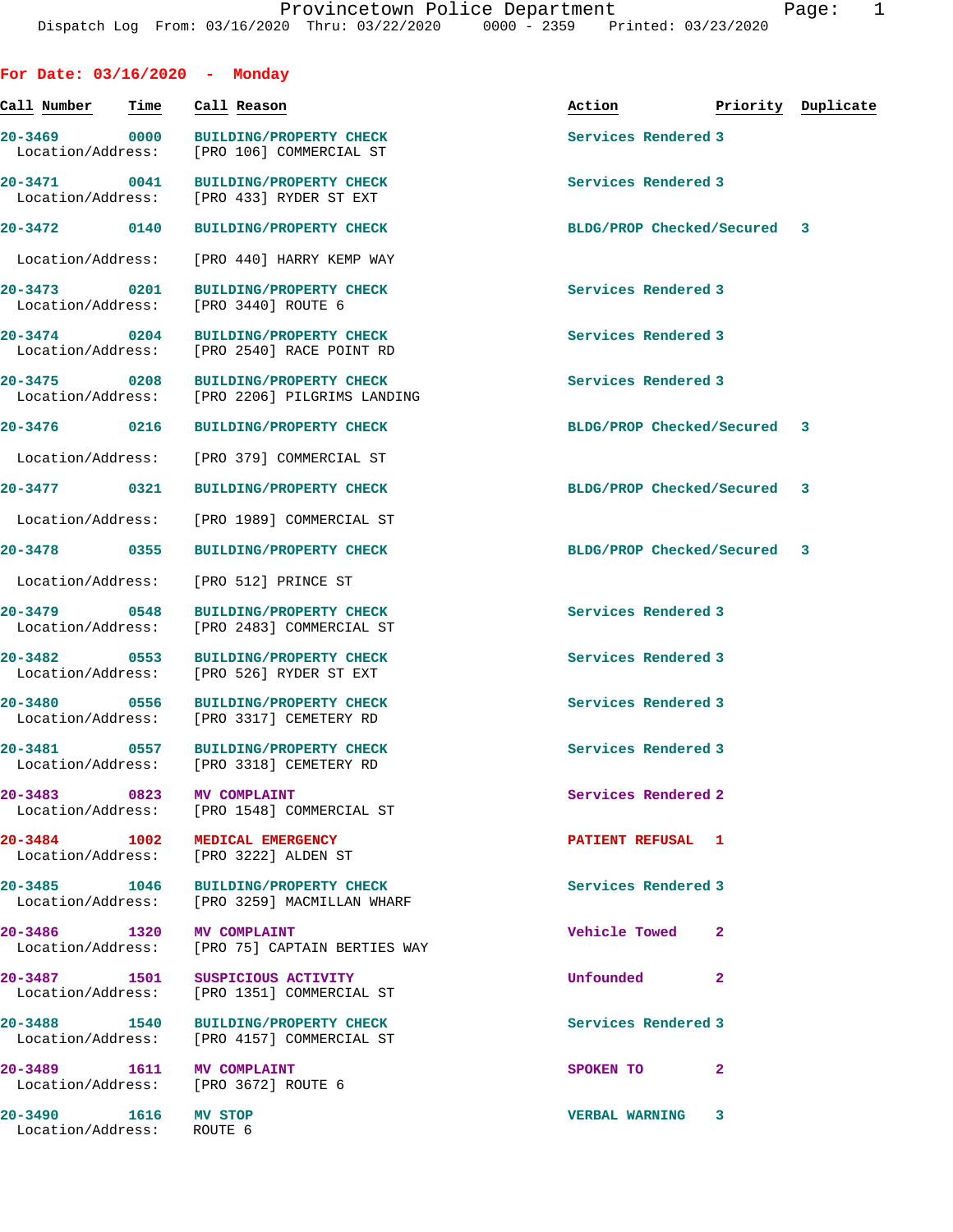Provincetown Police Department
Dispatch Log From: 03/16/2020 Thru: 03/22/2020 0000 - 2359 Printed: 03/23/2020

## For Date: 03/16/2020 - Monday

| Call Number | Time | Call Reason | Action | Priority | Duplicate |
|---|---|---|---|---|---|
| 20-3469 | 0000 | BUILDING/PROPERTY CHECK | Services Rendered | 3 | |
| Location/Address: | | [PRO 106] COMMERCIAL ST | | | |
| 20-3471 | 0041 | BUILDING/PROPERTY CHECK | Services Rendered | 3 | |
| Location/Address: | | [PRO 433] RYDER ST EXT | | | |
| 20-3472 | 0140 | BUILDING/PROPERTY CHECK | BLDG/PROP Checked/Secured | 3 | |
| Location/Address: | | [PRO 440] HARRY KEMP WAY | | | |
| 20-3473 | 0201 | BUILDING/PROPERTY CHECK | Services Rendered | 3 | |
| Location/Address: | | [PRO 3440] ROUTE 6 | | | |
| 20-3474 | 0204 | BUILDING/PROPERTY CHECK | Services Rendered | 3 | |
| Location/Address: | | [PRO 2540] RACE POINT RD | | | |
| 20-3475 | 0208 | BUILDING/PROPERTY CHECK | Services Rendered | 3 | |
| Location/Address: | | [PRO 2206] PILGRIMS LANDING | | | |
| 20-3476 | 0216 | BUILDING/PROPERTY CHECK | BLDG/PROP Checked/Secured | 3 | |
| Location/Address: | | [PRO 379] COMMERCIAL ST | | | |
| 20-3477 | 0321 | BUILDING/PROPERTY CHECK | BLDG/PROP Checked/Secured | 3 | |
| Location/Address: | | [PRO 1989] COMMERCIAL ST | | | |
| 20-3478 | 0355 | BUILDING/PROPERTY CHECK | BLDG/PROP Checked/Secured | 3 | |
| Location/Address: | | [PRO 512] PRINCE ST | | | |
| 20-3479 | 0548 | BUILDING/PROPERTY CHECK | Services Rendered | 3 | |
| Location/Address: | | [PRO 2483] COMMERCIAL ST | | | |
| 20-3482 | 0553 | BUILDING/PROPERTY CHECK | Services Rendered | 3 | |
| Location/Address: | | [PRO 526] RYDER ST EXT | | | |
| 20-3480 | 0556 | BUILDING/PROPERTY CHECK | Services Rendered | 3 | |
| Location/Address: | | [PRO 3317] CEMETERY RD | | | |
| 20-3481 | 0557 | BUILDING/PROPERTY CHECK | Services Rendered | 3 | |
| Location/Address: | | [PRO 3318] CEMETERY RD | | | |
| 20-3483 | 0823 | MV COMPLAINT | Services Rendered | 2 | |
| Location/Address: | | [PRO 1548] COMMERCIAL ST | | | |
| 20-3484 | 1002 | MEDICAL EMERGENCY | PATIENT REFUSAL | 1 | |
| Location/Address: | | [PRO 3222] ALDEN ST | | | |
| 20-3485 | 1046 | BUILDING/PROPERTY CHECK | Services Rendered | 3 | |
| Location/Address: | | [PRO 3259] MACMILLAN WHARF | | | |
| 20-3486 | 1320 | MV COMPLAINT | Vehicle Towed | 2 | |
| Location/Address: | | [PRO 75] CAPTAIN BERTIES WAY | | | |
| 20-3487 | 1501 | SUSPICIOUS ACTIVITY | Unfounded | 2 | |
| Location/Address: | | [PRO 1351] COMMERCIAL ST | | | |
| 20-3488 | 1540 | BUILDING/PROPERTY CHECK | Services Rendered | 3 | |
| Location/Address: | | [PRO 4157] COMMERCIAL ST | | | |
| 20-3489 | 1611 | MV COMPLAINT | SPOKEN TO | 2 | |
| Location/Address: | | [PRO 3672] ROUTE 6 | | | |
| 20-3490 | 1616 | MV STOP | VERBAL WARNING | 3 | |
| Location/Address: | | ROUTE 6 | | | |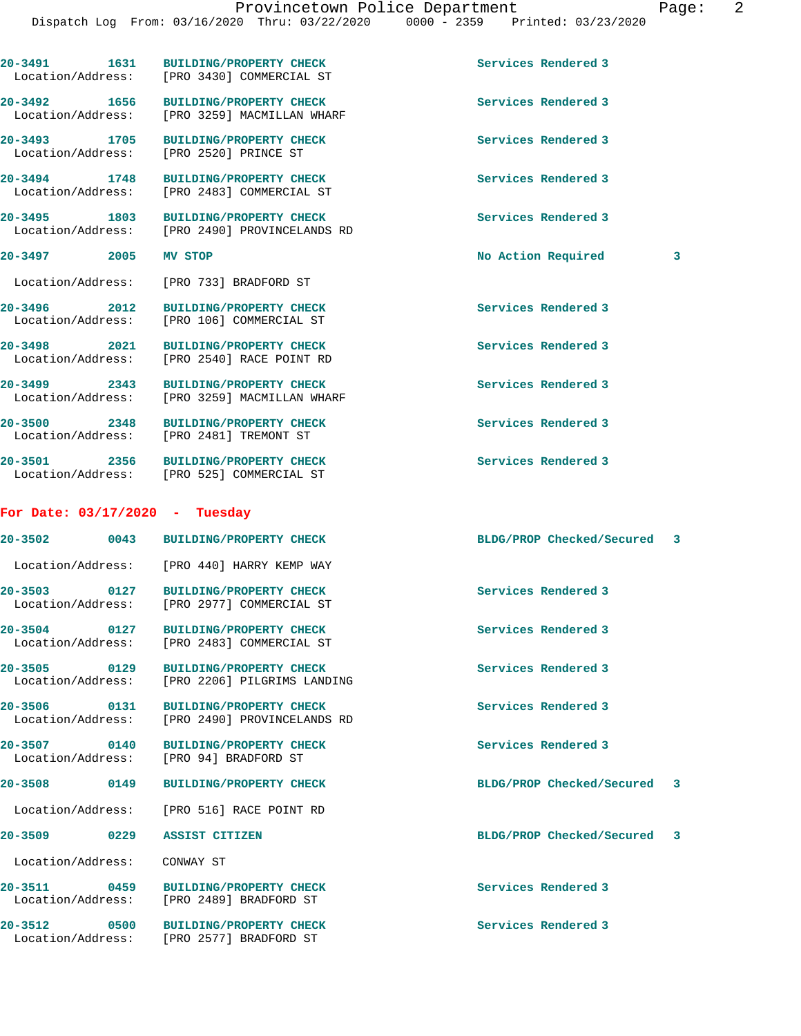| Call # | Time | Call Reason | Action | Priority |
|---|---|---|---|---|
| 20-3491 | 1631 | BUILDING/PROPERTY CHECK | Services Rendered | 3 |
| Location/Address: | | [PRO 3430] COMMERCIAL ST | | |
| 20-3492 | 1656 | BUILDING/PROPERTY CHECK | Services Rendered | 3 |
| Location/Address: | | [PRO 3259] MACMILLAN WHARF | | |
| 20-3493 | 1705 | BUILDING/PROPERTY CHECK | Services Rendered | 3 |
| Location/Address: | | [PRO 2520] PRINCE ST | | |
| 20-3494 | 1748 | BUILDING/PROPERTY CHECK | Services Rendered | 3 |
| Location/Address: | | [PRO 2483] COMMERCIAL ST | | |
| 20-3495 | 1803 | BUILDING/PROPERTY CHECK | Services Rendered | 3 |
| Location/Address: | | [PRO 2490] PROVINCELANDS RD | | |
| 20-3497 | 2005 | MV STOP | No Action Required | 3 |
| Location/Address: | | [PRO 733] BRADFORD ST | | |
| 20-3496 | 2012 | BUILDING/PROPERTY CHECK | Services Rendered | 3 |
| Location/Address: | | [PRO 106] COMMERCIAL ST | | |
| 20-3498 | 2021 | BUILDING/PROPERTY CHECK | Services Rendered | 3 |
| Location/Address: | | [PRO 2540] RACE POINT RD | | |
| 20-3499 | 2343 | BUILDING/PROPERTY CHECK | Services Rendered | 3 |
| Location/Address: | | [PRO 3259] MACMILLAN WHARF | | |
| 20-3500 | 2348 | BUILDING/PROPERTY CHECK | Services Rendered | 3 |
| Location/Address: | | [PRO 2481] TREMONT ST | | |
| 20-3501 | 2356 | BUILDING/PROPERTY CHECK | Services Rendered | 3 |
| Location/Address: | | [PRO 525] COMMERCIAL ST | | |

**For Date: 03/17/2020 - Tuesday**

| Call # | Time | Call Reason | Action | Priority |
|---|---|---|---|---|
| 20-3502 | 0043 | BUILDING/PROPERTY CHECK | BLDG/PROP Checked/Secured | 3 |
| Location/Address: | | [PRO 440] HARRY KEMP WAY | | |
| 20-3503 | 0127 | BUILDING/PROPERTY CHECK | Services Rendered | 3 |
| Location/Address: | | [PRO 2977] COMMERCIAL ST | | |
| 20-3504 | 0127 | BUILDING/PROPERTY CHECK | Services Rendered | 3 |
| Location/Address: | | [PRO 2483] COMMERCIAL ST | | |
| 20-3505 | 0129 | BUILDING/PROPERTY CHECK | Services Rendered | 3 |
| Location/Address: | | [PRO 2206] PILGRIMS LANDING | | |
| 20-3506 | 0131 | BUILDING/PROPERTY CHECK | Services Rendered | 3 |
| Location/Address: | | [PRO 2490] PROVINCELANDS RD | | |
| 20-3507 | 0140 | BUILDING/PROPERTY CHECK | Services Rendered | 3 |
| Location/Address: | | [PRO 94] BRADFORD ST | | |
| 20-3508 | 0149 | BUILDING/PROPERTY CHECK | BLDG/PROP Checked/Secured | 3 |
| Location/Address: | | [PRO 516] RACE POINT RD | | |
| 20-3509 | 0229 | ASSIST CITIZEN | BLDG/PROP Checked/Secured | 3 |
| Location/Address: | | CONWAY ST | | |
| 20-3511 | 0459 | BUILDING/PROPERTY CHECK | Services Rendered | 3 |
| Location/Address: | | [PRO 2489] BRADFORD ST | | |
| 20-3512 | 0500 | BUILDING/PROPERTY CHECK | Services Rendered | 3 |
| Location/Address: | | [PRO 2577] BRADFORD ST | | |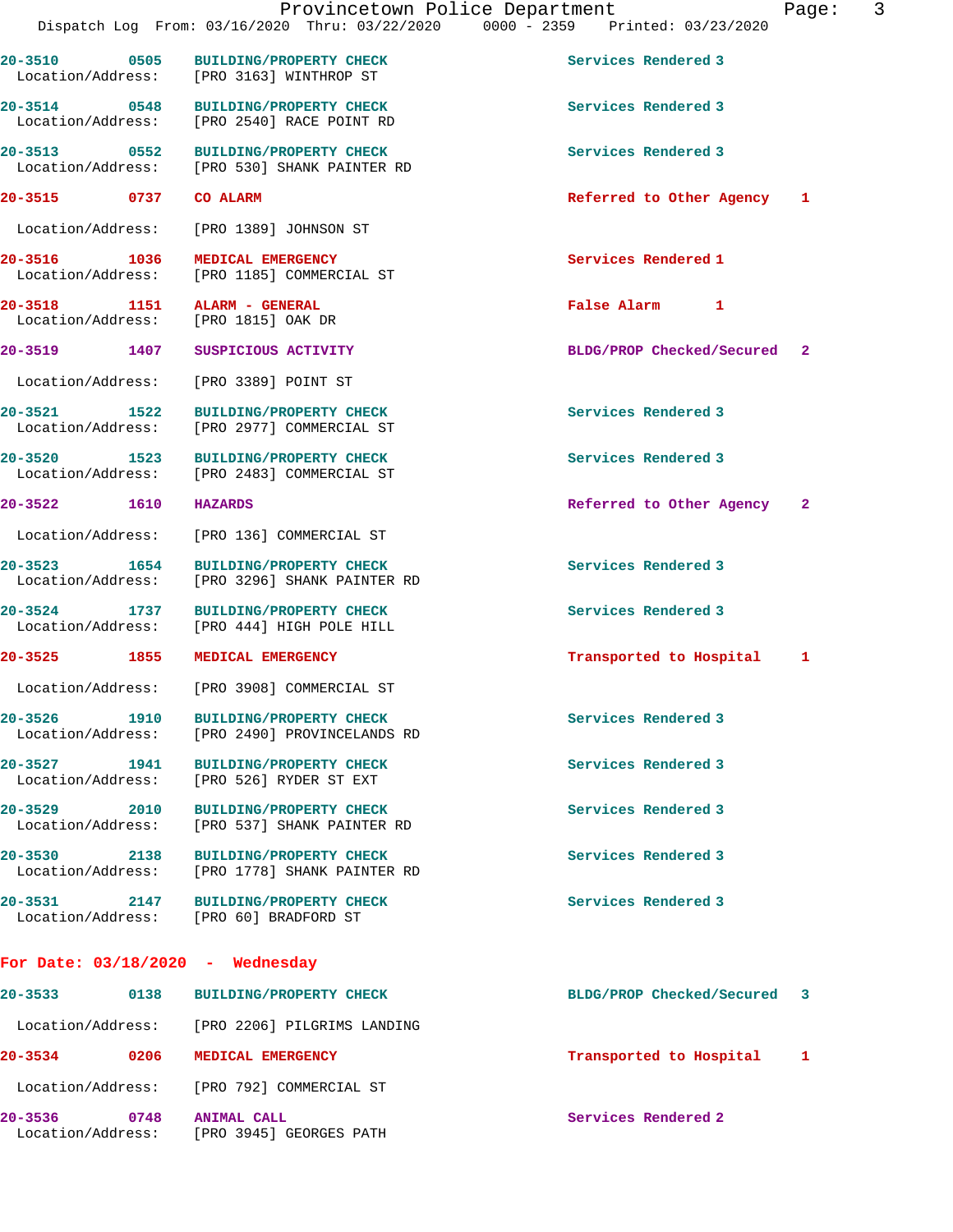20-3510 0505 BUILDING/PROPERTY CHECK Services Rendered 3
Location/Address: [PRO 3163] WINTHROP ST

20-3514 0548 BUILDING/PROPERTY CHECK Services Rendered 3
Location/Address: [PRO 2540] RACE POINT RD

20-3513 0552 BUILDING/PROPERTY CHECK Services Rendered 3
Location/Address: [PRO 530] SHANK PAINTER RD

20-3515 0737 CO ALARM Referred to Other Agency 1
Location/Address: [PRO 1389] JOHNSON ST

20-3516 1036 MEDICAL EMERGENCY Services Rendered 1
Location/Address: [PRO 1185] COMMERCIAL ST

20-3518 1151 ALARM - GENERAL False Alarm 1
Location/Address: [PRO 1815] OAK DR

20-3519 1407 SUSPICIOUS ACTIVITY BLDG/PROP Checked/Secured 2
Location/Address: [PRO 3389] POINT ST

20-3521 1522 BUILDING/PROPERTY CHECK Services Rendered 3
Location/Address: [PRO 2977] COMMERCIAL ST

20-3520 1523 BUILDING/PROPERTY CHECK Services Rendered 3
Location/Address: [PRO 2483] COMMERCIAL ST

20-3522 1610 HAZARDS Referred to Other Agency 2
Location/Address: [PRO 136] COMMERCIAL ST

20-3523 1654 BUILDING/PROPERTY CHECK Services Rendered 3
Location/Address: [PRO 3296] SHANK PAINTER RD

20-3524 1737 BUILDING/PROPERTY CHECK Services Rendered 3
Location/Address: [PRO 444] HIGH POLE HILL

20-3525 1855 MEDICAL EMERGENCY Transported to Hospital 1
Location/Address: [PRO 3908] COMMERCIAL ST

20-3526 1910 BUILDING/PROPERTY CHECK Services Rendered 3
Location/Address: [PRO 2490] PROVINCELANDS RD

20-3527 1941 BUILDING/PROPERTY CHECK Services Rendered 3
Location/Address: [PRO 526] RYDER ST EXT

20-3529 2010 BUILDING/PROPERTY CHECK Services Rendered 3
Location/Address: [PRO 537] SHANK PAINTER RD

20-3530 2138 BUILDING/PROPERTY CHECK Services Rendered 3
Location/Address: [PRO 1778] SHANK PAINTER RD

20-3531 2147 BUILDING/PROPERTY CHECK Services Rendered 3
Location/Address: [PRO 60] BRADFORD ST

## For Date: 03/18/2020 - Wednesday

20-3533 0138 BUILDING/PROPERTY CHECK BLDG/PROP Checked/Secured 3
Location/Address: [PRO 2206] PILGRIMS LANDING

20-3534 0206 MEDICAL EMERGENCY Transported to Hospital 1
Location/Address: [PRO 792] COMMERCIAL ST

20-3536 0748 ANIMAL CALL Services Rendered 2
Location/Address: [PRO 3945] GEORGES PATH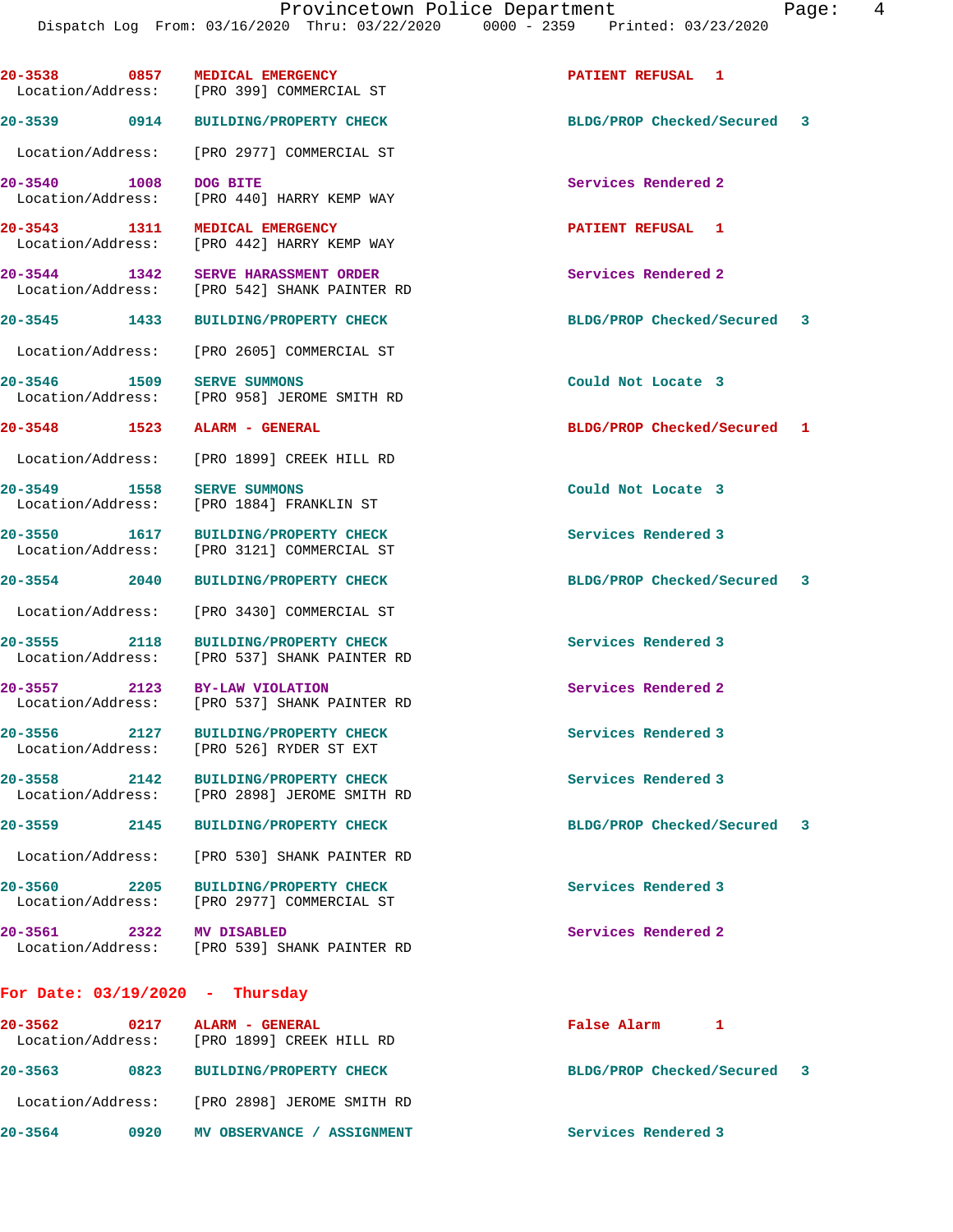| Call # | Time | Call Reason | Action | Priority |
|---|---|---|---|---|
| 20-3538 | 0857 | MEDICAL EMERGENCY | PATIENT REFUSAL | 1 |
| | | Location/Address: [PRO 399] COMMERCIAL ST | | |
| 20-3539 | 0914 | BUILDING/PROPERTY CHECK | BLDG/PROP Checked/Secured | 3 |
| | | Location/Address: [PRO 2977] COMMERCIAL ST | | |
| 20-3540 | 1008 | DOG BITE | Services Rendered | 2 |
| | | Location/Address: [PRO 440] HARRY KEMP WAY | | |
| 20-3543 | 1311 | MEDICAL EMERGENCY | PATIENT REFUSAL | 1 |
| | | Location/Address: [PRO 442] HARRY KEMP WAY | | |
| 20-3544 | 1342 | SERVE HARASSMENT ORDER | Services Rendered | 2 |
| | | Location/Address: [PRO 542] SHANK PAINTER RD | | |
| 20-3545 | 1433 | BUILDING/PROPERTY CHECK | BLDG/PROP Checked/Secured | 3 |
| | | Location/Address: [PRO 2605] COMMERCIAL ST | | |
| 20-3546 | 1509 | SERVE SUMMONS | Could Not Locate | 3 |
| | | Location/Address: [PRO 958] JEROME SMITH RD | | |
| 20-3548 | 1523 | ALARM - GENERAL | BLDG/PROP Checked/Secured | 1 |
| | | Location/Address: [PRO 1899] CREEK HILL RD | | |
| 20-3549 | 1558 | SERVE SUMMONS | Could Not Locate | 3 |
| | | Location/Address: [PRO 1884] FRANKLIN ST | | |
| 20-3550 | 1617 | BUILDING/PROPERTY CHECK | Services Rendered | 3 |
| | | Location/Address: [PRO 3121] COMMERCIAL ST | | |
| 20-3554 | 2040 | BUILDING/PROPERTY CHECK | BLDG/PROP Checked/Secured | 3 |
| | | Location/Address: [PRO 3430] COMMERCIAL ST | | |
| 20-3555 | 2118 | BUILDING/PROPERTY CHECK | Services Rendered | 3 |
| | | Location/Address: [PRO 537] SHANK PAINTER RD | | |
| 20-3557 | 2123 | BY-LAW VIOLATION | Services Rendered | 2 |
| | | Location/Address: [PRO 537] SHANK PAINTER RD | | |
| 20-3556 | 2127 | BUILDING/PROPERTY CHECK | Services Rendered | 3 |
| | | Location/Address: [PRO 526] RYDER ST EXT | | |
| 20-3558 | 2142 | BUILDING/PROPERTY CHECK | Services Rendered | 3 |
| | | Location/Address: [PRO 2898] JEROME SMITH RD | | |
| 20-3559 | 2145 | BUILDING/PROPERTY CHECK | BLDG/PROP Checked/Secured | 3 |
| | | Location/Address: [PRO 530] SHANK PAINTER RD | | |
| 20-3560 | 2205 | BUILDING/PROPERTY CHECK | Services Rendered | 3 |
| | | Location/Address: [PRO 2977] COMMERCIAL ST | | |
| 20-3561 | 2322 | MV DISABLED | Services Rendered | 2 |
| | | Location/Address: [PRO 539] SHANK PAINTER RD | | |

## For Date: 03/19/2020 - Thursday

| Call # | Time | Call Reason | Action | Priority |
|---|---|---|---|---|
| 20-3562 | 0217 | ALARM - GENERAL | False Alarm | 1 |
| | | Location/Address: [PRO 1899] CREEK HILL RD | | |
| 20-3563 | 0823 | BUILDING/PROPERTY CHECK | BLDG/PROP Checked/Secured | 3 |
| | | Location/Address: [PRO 2898] JEROME SMITH RD | | |
| 20-3564 | 0920 | MV OBSERVANCE / ASSIGNMENT | Services Rendered | 3 |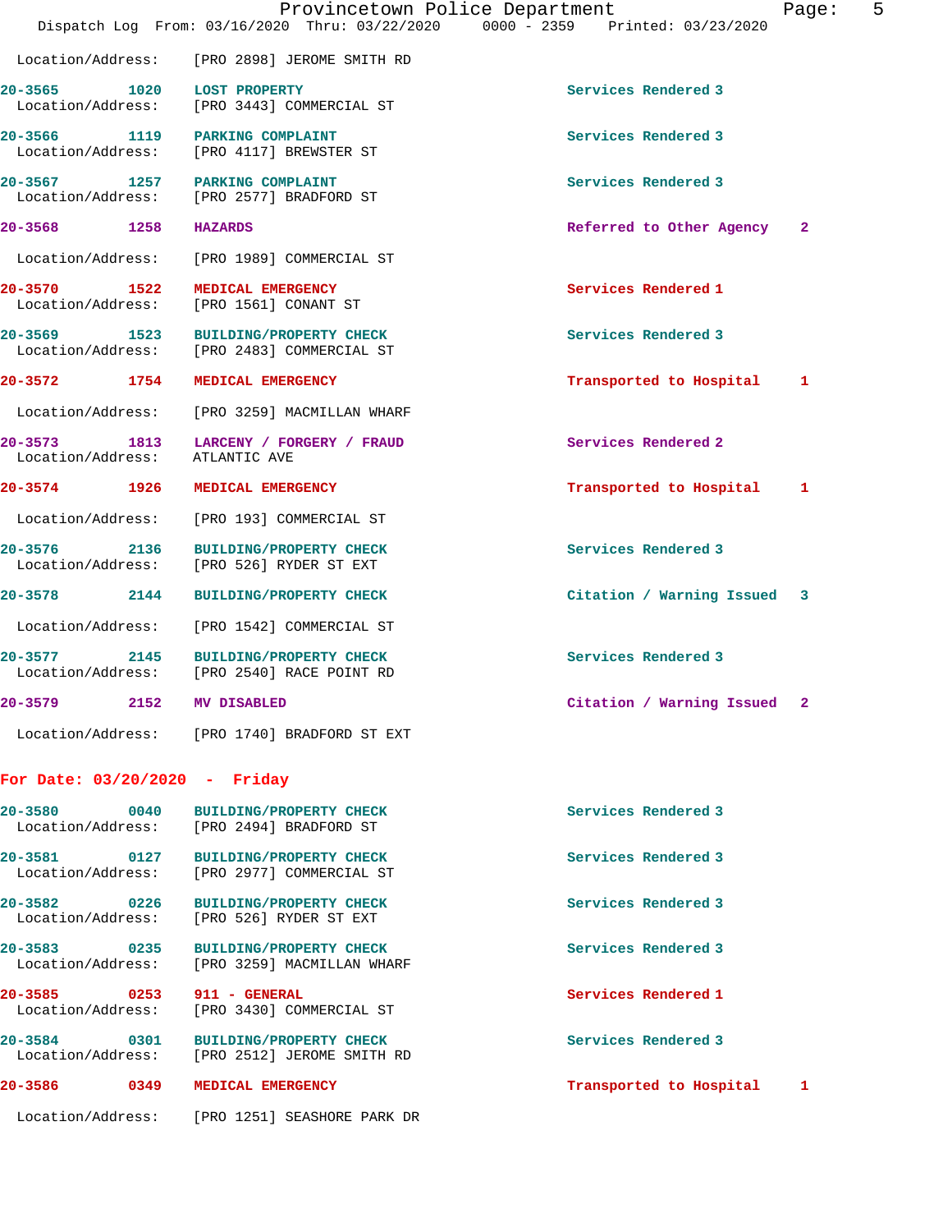Location/Address: [PRO 2898] JEROME SMITH RD

**20-3565** 1020 **LOST PROPERTY** Services Rendered 3
Location/Address: [PRO 3443] COMMERCIAL ST

**20-3566** 1119 **PARKING COMPLAINT** Services Rendered 3
Location/Address: [PRO 4117] BREWSTER ST

**20-3567** 1257 **PARKING COMPLAINT** Services Rendered 3
Location/Address: [PRO 2577] BRADFORD ST

**20-3568** 1258 **HAZARDS** Referred to Other Agency 2
Location/Address: [PRO 1989] COMMERCIAL ST

**20-3570** 1522 **MEDICAL EMERGENCY** Services Rendered 1
Location/Address: [PRO 1561] CONANT ST

**20-3569** 1523 **BUILDING/PROPERTY CHECK** Services Rendered 3
Location/Address: [PRO 2483] COMMERCIAL ST

**20-3572** 1754 **MEDICAL EMERGENCY** Transported to Hospital 1
Location/Address: [PRO 3259] MACMILLAN WHARF

**20-3573** 1813 **LARCENY / FORGERY / FRAUD** Services Rendered 2
Location/Address: ATLANTIC AVE

**20-3574** 1926 **MEDICAL EMERGENCY** Transported to Hospital 1
Location/Address: [PRO 193] COMMERCIAL ST

**20-3576** 2136 **BUILDING/PROPERTY CHECK** Services Rendered 3
Location/Address: [PRO 526] RYDER ST EXT

**20-3578** 2144 **BUILDING/PROPERTY CHECK** Citation / Warning Issued 3
Location/Address: [PRO 1542] COMMERCIAL ST

**20-3577** 2145 **BUILDING/PROPERTY CHECK** Services Rendered 3
Location/Address: [PRO 2540] RACE POINT RD

**20-3579** 2152 **MV DISABLED** Citation / Warning Issued 2
Location/Address: [PRO 1740] BRADFORD ST EXT

## For Date: 03/20/2020 - Friday

**20-3580** 0040 **BUILDING/PROPERTY CHECK** Services Rendered 3
Location/Address: [PRO 2494] BRADFORD ST

**20-3581** 0127 **BUILDING/PROPERTY CHECK** Services Rendered 3
Location/Address: [PRO 2977] COMMERCIAL ST

**20-3582** 0226 **BUILDING/PROPERTY CHECK** Services Rendered 3
Location/Address: [PRO 526] RYDER ST EXT

**20-3583** 0235 **BUILDING/PROPERTY CHECK** Services Rendered 3
Location/Address: [PRO 3259] MACMILLAN WHARF

**20-3585** 0253 **911 - GENERAL** Services Rendered 1
Location/Address: [PRO 3430] COMMERCIAL ST

**20-3584** 0301 **BUILDING/PROPERTY CHECK** Services Rendered 3
Location/Address: [PRO 2512] JEROME SMITH RD

**20-3586** 0349 **MEDICAL EMERGENCY** Transported to Hospital 1
Location/Address: [PRO 1251] SEASHORE PARK DR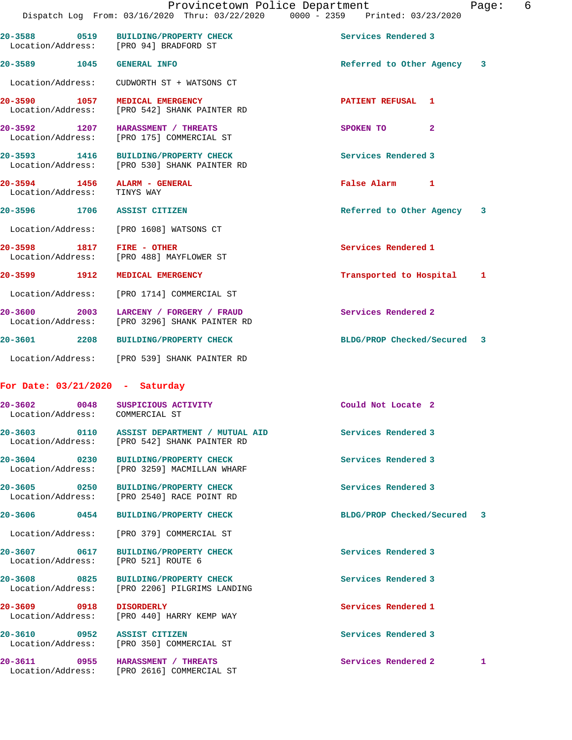20-3588 0519 BUILDING/PROPERTY CHECK Services Rendered 3
Location/Address: [PRO 94] BRADFORD ST

20-3589 1045 GENERAL INFO Referred to Other Agency 3
Location/Address: CUDWORTH ST + WATSONS CT

20-3590 1057 MEDICAL EMERGENCY PATIENT REFUSAL 1
Location/Address: [PRO 542] SHANK PAINTER RD

20-3592 1207 HARASSMENT / THREATS SPOKEN TO 2
Location/Address: [PRO 175] COMMERCIAL ST

20-3593 1416 BUILDING/PROPERTY CHECK Services Rendered 3
Location/Address: [PRO 530] SHANK PAINTER RD

20-3594 1456 ALARM - GENERAL False Alarm 1
Location/Address: TINYS WAY

20-3596 1706 ASSIST CITIZEN Referred to Other Agency 3
Location/Address: [PRO 1608] WATSONS CT

20-3598 1817 FIRE - OTHER Services Rendered 1
Location/Address: [PRO 488] MAYFLOWER ST

20-3599 1912 MEDICAL EMERGENCY Transported to Hospital 1
Location/Address: [PRO 1714] COMMERCIAL ST

20-3600 2003 LARCENY / FORGERY / FRAUD Services Rendered 2
Location/Address: [PRO 3296] SHANK PAINTER RD

20-3601 2208 BUILDING/PROPERTY CHECK BLDG/PROP Checked/Secured 3
Location/Address: [PRO 539] SHANK PAINTER RD

## For Date: 03/21/2020 - Saturday

20-3602 0048 SUSPICIOUS ACTIVITY Could Not Locate 2
Location/Address: COMMERCIAL ST

20-3603 0110 ASSIST DEPARTMENT / MUTUAL AID Services Rendered 3
Location/Address: [PRO 542] SHANK PAINTER RD

20-3604 0230 BUILDING/PROPERTY CHECK Services Rendered 3
Location/Address: [PRO 3259] MACMILLAN WHARF

20-3605 0250 BUILDING/PROPERTY CHECK Services Rendered 3
Location/Address: [PRO 2540] RACE POINT RD

20-3606 0454 BUILDING/PROPERTY CHECK BLDG/PROP Checked/Secured 3
Location/Address: [PRO 379] COMMERCIAL ST

20-3607 0617 BUILDING/PROPERTY CHECK Services Rendered 3
Location/Address: [PRO 521] ROUTE 6

20-3608 0825 BUILDING/PROPERTY CHECK Services Rendered 3
Location/Address: [PRO 2206] PILGRIMS LANDING

20-3609 0918 DISORDERLY Services Rendered 1
Location/Address: [PRO 440] HARRY KEMP WAY

20-3610 0952 ASSIST CITIZEN Services Rendered 3
Location/Address: [PRO 350] COMMERCIAL ST

20-3611 0955 HARASSMENT / THREATS Services Rendered 2 1
Location/Address: [PRO 2616] COMMERCIAL ST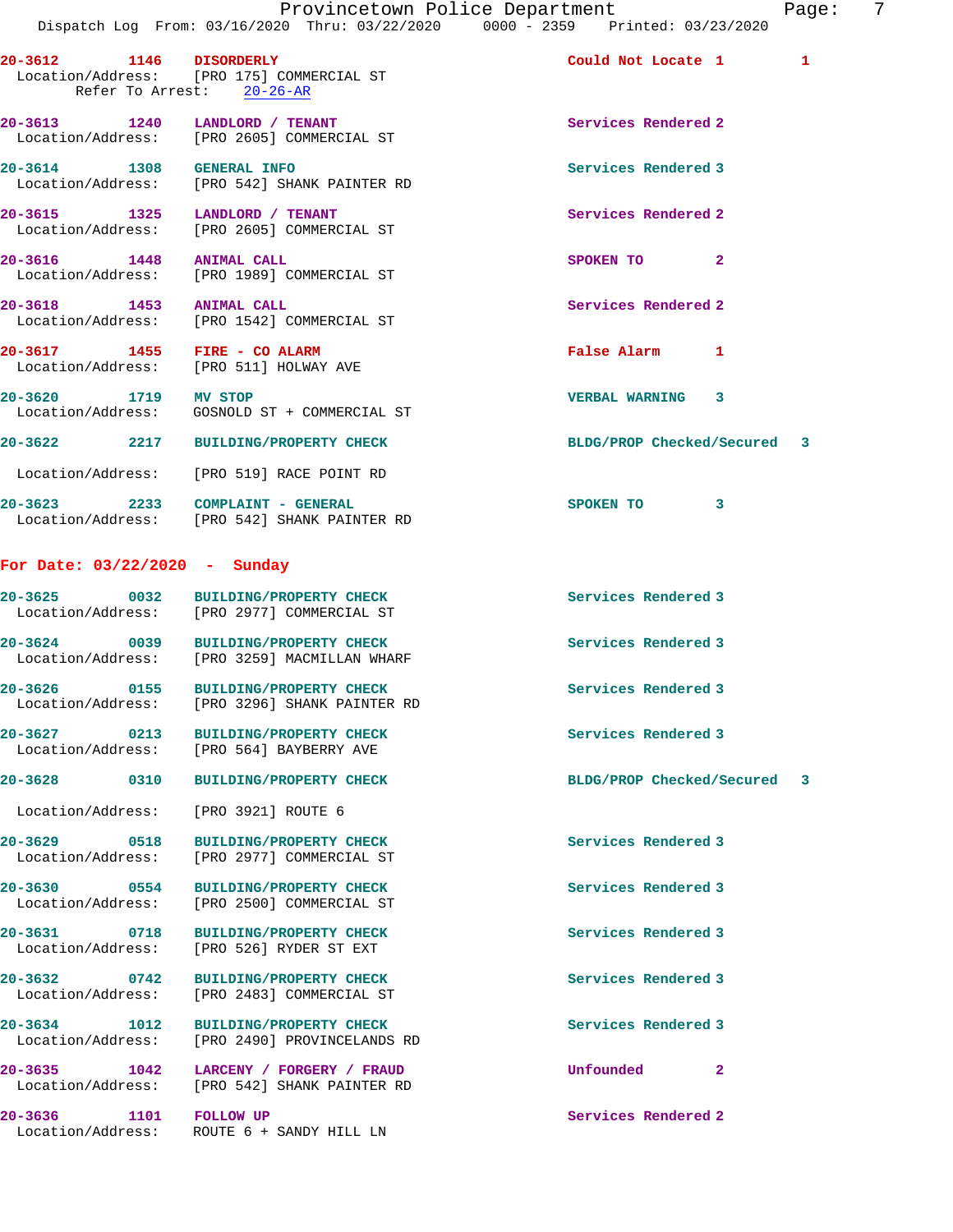20-3612 1146 DISORDERLY Could Not Locate 1 1
Location/Address: [PRO 175] COMMERCIAL ST
Refer To Arrest: 20-26-AR

20-3613 1240 LANDLORD / TENANT Services Rendered 2
Location/Address: [PRO 2605] COMMERCIAL ST

20-3614 1308 GENERAL INFO Services Rendered 3
Location/Address: [PRO 542] SHANK PAINTER RD

20-3615 1325 LANDLORD / TENANT Services Rendered 2
Location/Address: [PRO 2605] COMMERCIAL ST

20-3616 1448 ANIMAL CALL SPOKEN TO 2
Location/Address: [PRO 1989] COMMERCIAL ST

20-3618 1453 ANIMAL CALL Services Rendered 2
Location/Address: [PRO 1542] COMMERCIAL ST

20-3617 1455 FIRE - CO ALARM False Alarm 1
Location/Address: [PRO 511] HOLWAY AVE

20-3620 1719 MV STOP VERBAL WARNING 3
Location/Address: GOSNOLD ST + COMMERCIAL ST

20-3622 2217 BUILDING/PROPERTY CHECK BLDG/PROP Checked/Secured 3
Location/Address: [PRO 519] RACE POINT RD

20-3623 2233 COMPLAINT - GENERAL SPOKEN TO 3
Location/Address: [PRO 542] SHANK PAINTER RD

## For Date: 03/22/2020 - Sunday

20-3625 0032 BUILDING/PROPERTY CHECK Services Rendered 3
Location/Address: [PRO 2977] COMMERCIAL ST

20-3624 0039 BUILDING/PROPERTY CHECK Services Rendered 3
Location/Address: [PRO 3259] MACMILLAN WHARF

20-3626 0155 BUILDING/PROPERTY CHECK Services Rendered 3
Location/Address: [PRO 3296] SHANK PAINTER RD

20-3627 0213 BUILDING/PROPERTY CHECK Services Rendered 3
Location/Address: [PRO 564] BAYBERRY AVE

20-3628 0310 BUILDING/PROPERTY CHECK BLDG/PROP Checked/Secured 3
Location/Address: [PRO 3921] ROUTE 6

20-3629 0518 BUILDING/PROPERTY CHECK Services Rendered 3
Location/Address: [PRO 2977] COMMERCIAL ST

20-3630 0554 BUILDING/PROPERTY CHECK Services Rendered 3
Location/Address: [PRO 2500] COMMERCIAL ST

20-3631 0718 BUILDING/PROPERTY CHECK Services Rendered 3
Location/Address: [PRO 526] RYDER ST EXT

20-3632 0742 BUILDING/PROPERTY CHECK Services Rendered 3
Location/Address: [PRO 2483] COMMERCIAL ST

20-3634 1012 BUILDING/PROPERTY CHECK Services Rendered 3
Location/Address: [PRO 2490] PROVINCELANDS RD

20-3635 1042 LARCENY / FORGERY / FRAUD Unfounded 2
Location/Address: [PRO 542] SHANK PAINTER RD

20-3636 1101 FOLLOW UP Services Rendered 2
Location/Address: ROUTE 6 + SANDY HILL LN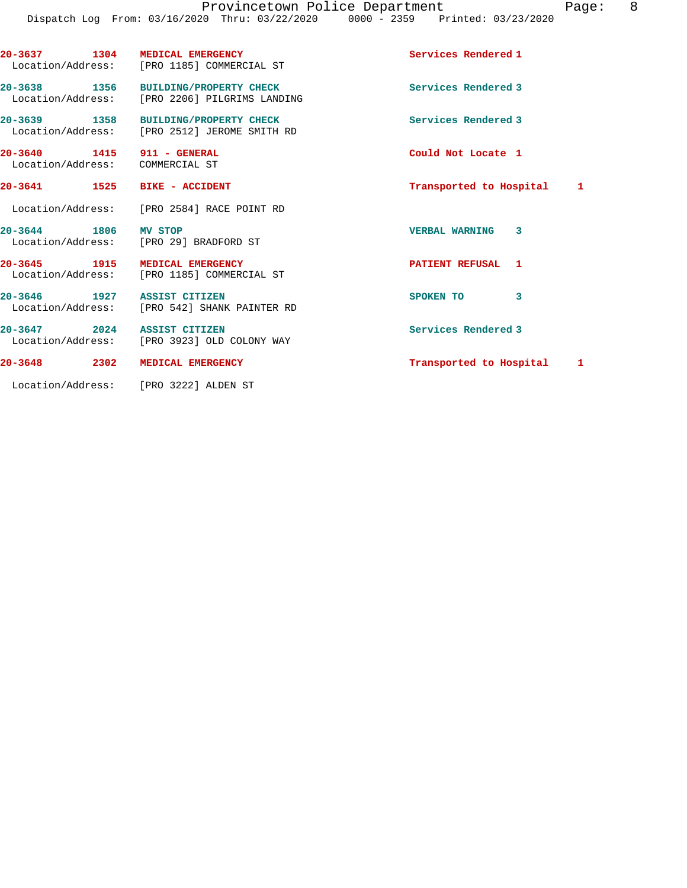20-3637 1304 MEDICAL EMERGENCY Services Rendered 1
Location/Address: [PRO 1185] COMMERCIAL ST

20-3638 1356 BUILDING/PROPERTY CHECK Services Rendered 3
Location/Address: [PRO 2206] PILGRIMS LANDING

20-3639 1358 BUILDING/PROPERTY CHECK Services Rendered 3
Location/Address: [PRO 2512] JEROME SMITH RD

20-3640 1415 911 - GENERAL Could Not Locate 1
Location/Address: COMMERCIAL ST

20-3641 1525 BIKE - ACCIDENT Transported to Hospital 1
Location/Address: [PRO 2584] RACE POINT RD

20-3644 1806 MV STOP VERBAL WARNING 3
Location/Address: [PRO 29] BRADFORD ST

20-3645 1915 MEDICAL EMERGENCY PATIENT REFUSAL 1
Location/Address: [PRO 1185] COMMERCIAL ST

20-3646 1927 ASSIST CITIZEN SPOKEN TO 3
Location/Address: [PRO 542] SHANK PAINTER RD

20-3647 2024 ASSIST CITIZEN Services Rendered 3
Location/Address: [PRO 3923] OLD COLONY WAY

20-3648 2302 MEDICAL EMERGENCY Transported to Hospital 1
Location/Address: [PRO 3222] ALDEN ST